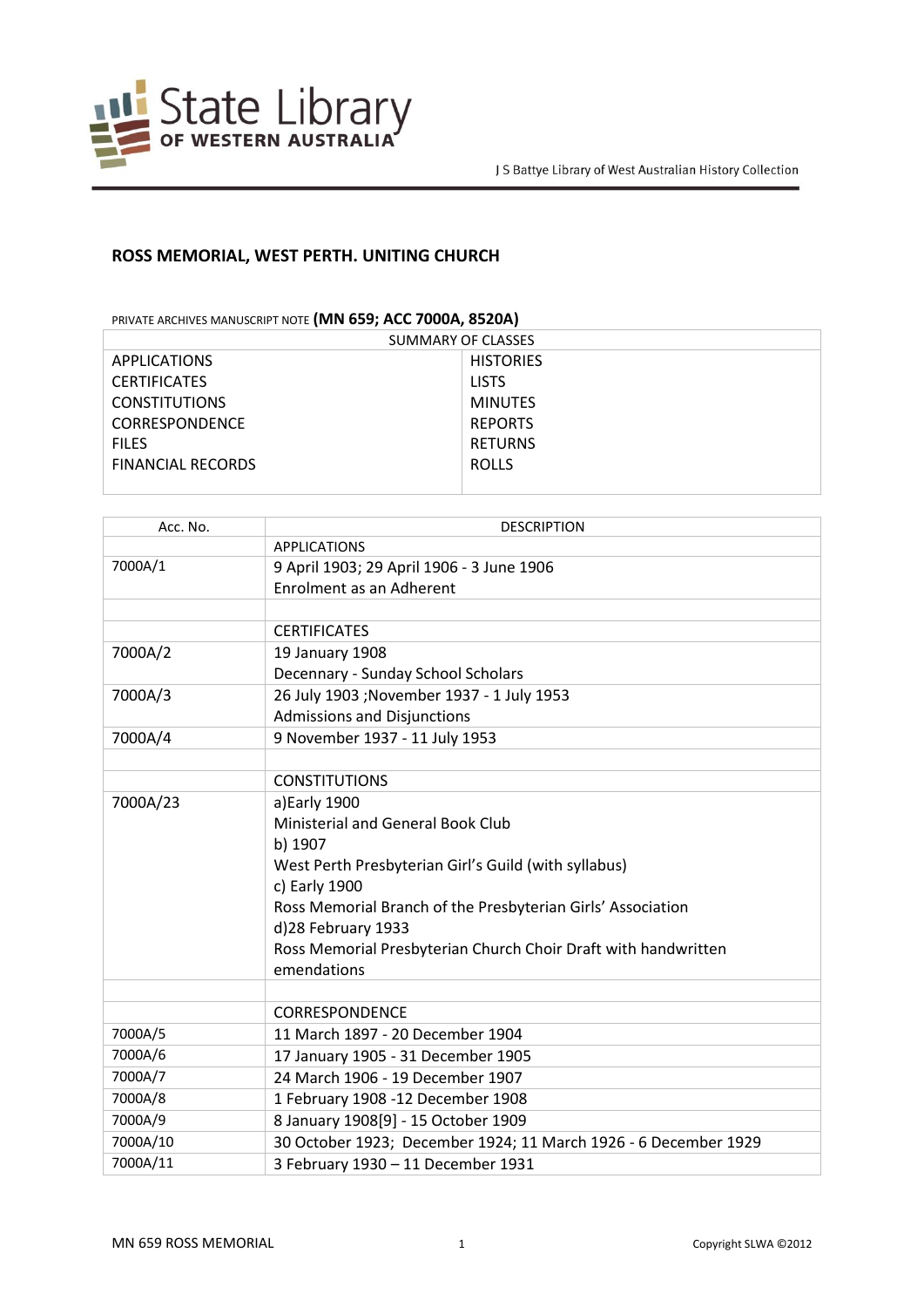# ROSS MEMORIAL, WEST PERTH. UNITING CHURCH

PRIVATE ARCHIVES MANUSCRIPT NOTE **(MN 659; ACC 7000A, 8520A)**

| SUMMARY OF CLASSES | |
|---|---|
| APPLICATIONS | HISTORIES |
| CERTIFICATES | LISTS |
| CONSTITUTIONS | MINUTES |
| CORRESPONDENCE | REPORTS |
| FILES | RETURNS |
| FINANCIAL RECORDS | ROLLS |

| Acc. No. | DESCRIPTION |
|---|---|
| | APPLICATIONS |
| 7000A/1 | 9 April 1903; 29 April 1906 - 3 June 1906<br>Enrolment as an Adherent |
| | |
| | CERTIFICATES |
| 7000A/2 | 19 January 1908<br>Decennary - Sunday School Scholars |
| 7000A/3 | 26 July 1903 ;November 1937 - 1 July 1953<br>Admissions and Disjunctions |
| 7000A/4 | 9 November 1937 - 11 July 1953 |
| | |
| | CONSTITUTIONS |
| 7000A/23 | a)Early 1900<br>Ministerial and General Book Club<br>b) 1907<br>West Perth Presbyterian Girl's Guild (with syllabus)<br>c) Early 1900<br>Ross Memorial Branch of the Presbyterian Girls' Association<br>d)28 February 1933<br>Ross Memorial Presbyterian Church Choir Draft with handwritten emendations |
| | |
| | CORRESPONDENCE |
| 7000A/5 | 11 March 1897 - 20 December 1904 |
| 7000A/6 | 17 January 1905 - 31 December 1905 |
| 7000A/7 | 24 March 1906 - 19 December 1907 |
| 7000A/8 | 1 February 1908 -12 December 1908 |
| 7000A/9 | 8 January 1908[9] - 15 October 1909 |
| 7000A/10 | 30 October 1923; December 1924; 11 March 1926 - 6 December 1929 |
| 7000A/11 | 3 February 1930 – 11 December 1931 |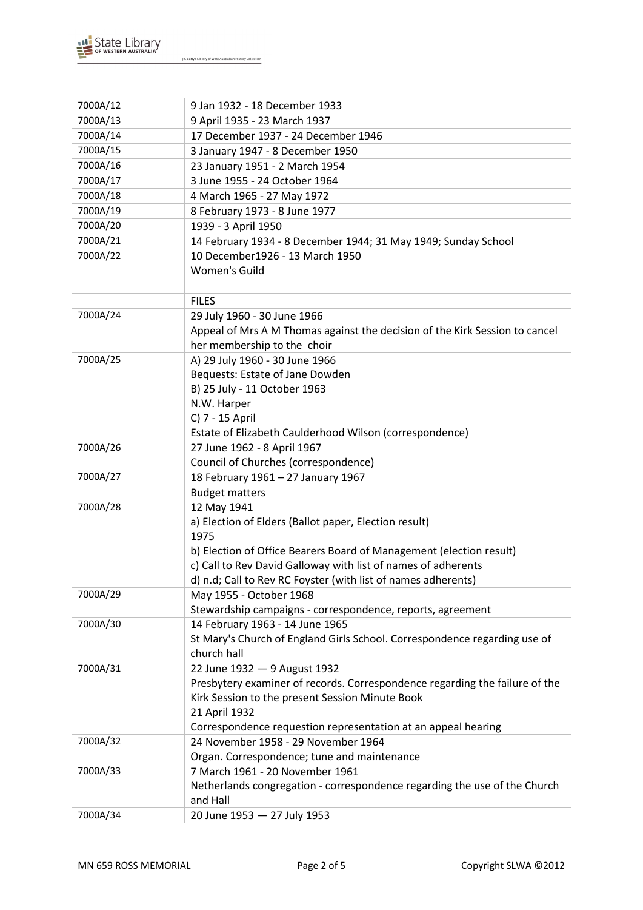| | |
|---|---|
| 7000A/12 | 9 Jan 1932 - 18 December 1933 |
| 7000A/13 | 9 April 1935 - 23 March 1937 |
| 7000A/14 | 17 December 1937 - 24 December 1946 |
| 7000A/15 | 3 January 1947 - 8 December 1950 |
| 7000A/16 | 23 January 1951 - 2 March 1954 |
| 7000A/17 | 3 June 1955 - 24 October 1964 |
| 7000A/18 | 4 March 1965 - 27 May 1972 |
| 7000A/19 | 8 February 1973 - 8 June 1977 |
| 7000A/20 | 1939 - 3 April 1950 |
| 7000A/21 | 14 February 1934 - 8 December 1944; 31 May 1949; Sunday School |
| 7000A/22 | 10 December1926 - 13 March 1950<br>Women's Guild |
| | |
| | FILES |
| 7000A/24 | 29 July 1960 - 30 June 1966<br>Appeal of Mrs A M Thomas against the decision of the Kirk Session to cancel her membership to the choir |
| 7000A/25 | A) 29 July 1960 - 30 June 1966<br>Bequests: Estate of Jane Dowden<br>B) 25 July - 11 October 1963<br>N.W. Harper<br>C) 7 - 15 April<br>Estate of Elizabeth Caulderhood Wilson (correspondence) |
| 7000A/26 | 27 June 1962 - 8 April 1967<br>Council of Churches (correspondence) |
| 7000A/27 | 18 February 1961 – 27 January 1967 |
| | Budget matters |
| 7000A/28 | 12 May 1941<br>a) Election of Elders (Ballot paper, Election result)<br>1975<br>b) Election of Office Bearers Board of Management (election result)<br>c) Call to Rev David Galloway with list of names of adherents<br>d) n.d; Call to Rev RC Foyster (with list of names adherents) |
| 7000A/29 | May 1955 - October 1968<br>Stewardship campaigns - correspondence, reports, agreement |
| 7000A/30 | 14 February 1963 - 14 June 1965<br>St Mary's Church of England Girls School. Correspondence regarding use of church hall |
| 7000A/31 | 22 June 1932 — 9 August 1932<br>Presbytery examiner of records. Correspondence regarding the failure of the Kirk Session to the present Session Minute Book<br>21 April 1932<br>Correspondence requestion representation at an appeal hearing |
| 7000A/32 | 24 November 1958 - 29 November 1964<br>Organ. Correspondence; tune and maintenance |
| 7000A/33 | 7 March 1961 - 20 November 1961<br>Netherlands congregation - correspondence regarding the use of the Church and Hall |
| 7000A/34 | 20 June 1953 — 27 July 1953 |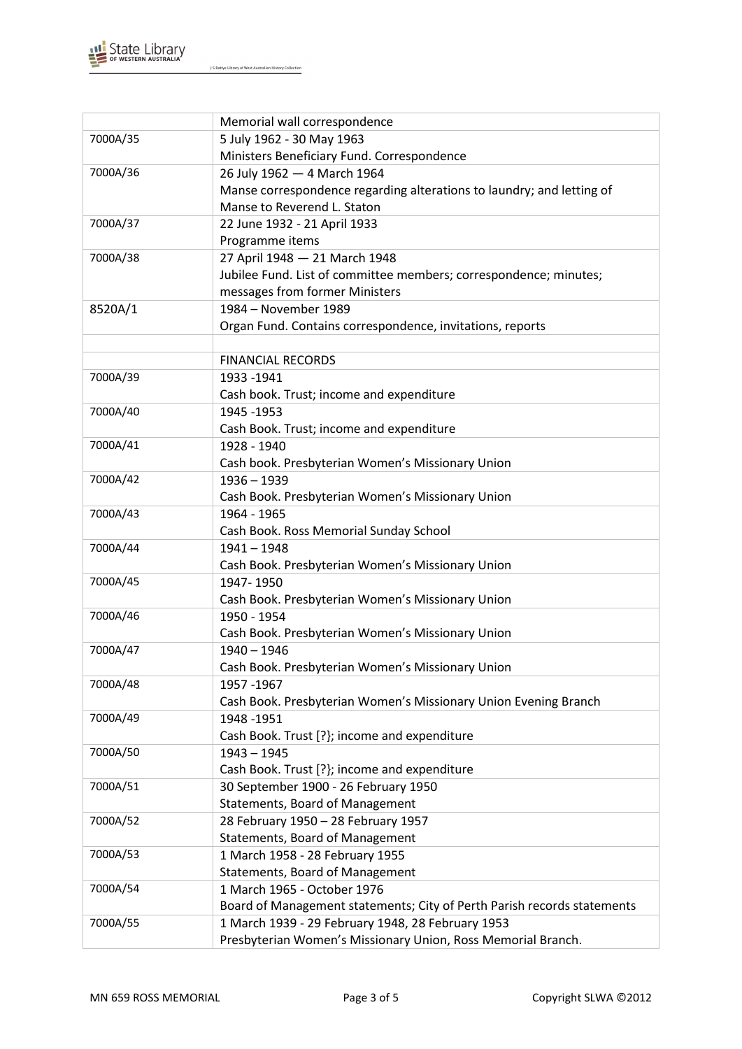| | |
|---|---|
| | Memorial wall correspondence |
| 7000A/35 | 5 July 1962 - 30 May 1963<br>Ministers Beneficiary Fund. Correspondence |
| 7000A/36 | 26 July 1962 — 4 March 1964<br>Manse correspondence regarding alterations to laundry; and letting of Manse to Reverend L. Staton |
| 7000A/37 | 22 June 1932 - 21 April 1933<br>Programme items |
| 7000A/38 | 27 April 1948 — 21 March 1948<br>Jubilee Fund. List of committee members; correspondence; minutes; messages from former Ministers |
| 8520A/1 | 1984 – November 1989<br>Organ Fund. Contains correspondence, invitations, reports |
| | |
| | FINANCIAL RECORDS |
| 7000A/39 | 1933 -1941<br>Cash book. Trust; income and expenditure |
| 7000A/40 | 1945 -1953<br>Cash Book. Trust; income and expenditure |
| 7000A/41 | 1928 - 1940<br>Cash book. Presbyterian Women's Missionary Union |
| 7000A/42 | 1936 – 1939<br>Cash Book. Presbyterian Women's Missionary Union |
| 7000A/43 | 1964 - 1965<br>Cash Book. Ross Memorial Sunday School |
| 7000A/44 | 1941 – 1948<br>Cash Book. Presbyterian Women's Missionary Union |
| 7000A/45 | 1947- 1950<br>Cash Book. Presbyterian Women's Missionary Union |
| 7000A/46 | 1950 - 1954<br>Cash Book. Presbyterian Women's Missionary Union |
| 7000A/47 | 1940 – 1946<br>Cash Book. Presbyterian Women's Missionary Union |
| 7000A/48 | 1957 -1967<br>Cash Book. Presbyterian Women's Missionary Union Evening Branch |
| 7000A/49 | 1948 -1951<br>Cash Book. Trust [?}; income and expenditure |
| 7000A/50 | 1943 – 1945<br>Cash Book. Trust [?}; income and expenditure |
| 7000A/51 | 30 September 1900 - 26 February 1950<br>Statements, Board of Management |
| 7000A/52 | 28 February 1950 – 28 February 1957<br>Statements, Board of Management |
| 7000A/53 | 1 March 1958 - 28 February 1955<br>Statements, Board of Management |
| 7000A/54 | 1 March 1965 - October 1976<br>Board of Management statements; City of Perth Parish records statements |
| 7000A/55 | 1 March 1939 - 29 February 1948, 28 February 1953<br>Presbyterian Women's Missionary Union, Ross Memorial Branch. |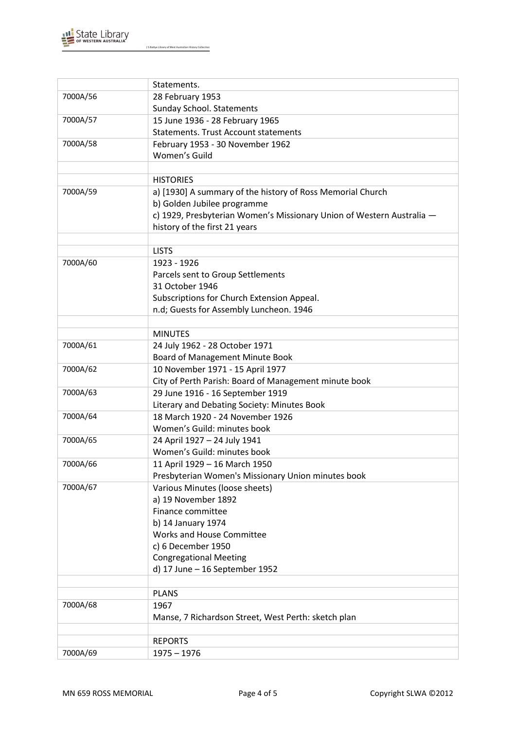| | |
|---|---|
| | Statements. |
| 7000A/56 | 28 February 1953<br>Sunday School. Statements |
| 7000A/57 | 15 June 1936 - 28 February 1965<br>Statements. Trust Account statements |
| 7000A/58 | February 1953 - 30 November 1962<br>Women's Guild |
| | |
| | HISTORIES |
| 7000A/59 | a) [1930] A summary of the history of Ross Memorial Church<br>b) Golden Jubilee programme<br>c) 1929, Presbyterian Women's Missionary Union of Western Australia — history of the first 21 years |
| | |
| | LISTS |
| 7000A/60 | 1923 - 1926<br>Parcels sent to Group Settlements<br>31 October 1946<br>Subscriptions for Church Extension Appeal.<br>n.d; Guests for Assembly Luncheon. 1946 |
| | |
| | MINUTES |
| 7000A/61 | 24 July 1962 - 28 October 1971<br>Board of Management Minute Book |
| 7000A/62 | 10 November 1971 - 15 April 1977<br>City of Perth Parish: Board of Management minute book |
| 7000A/63 | 29 June 1916 - 16 September 1919<br>Literary and Debating Society: Minutes Book |
| 7000A/64 | 18 March 1920 - 24 November 1926<br>Women's Guild: minutes book |
| 7000A/65 | 24 April 1927 – 24 July 1941<br>Women's Guild: minutes book |
| 7000A/66 | 11 April 1929 – 16 March 1950<br>Presbyterian Women's Missionary Union minutes book |
| 7000A/67 | Various Minutes (loose sheets)<br>a) 19 November 1892<br>Finance committee<br>b) 14 January 1974<br>Works and House Committee<br>c) 6 December 1950<br>Congregational Meeting<br>d) 17 June – 16 September 1952 |
| | |
| | PLANS |
| 7000A/68 | 1967<br>Manse, 7 Richardson Street, West Perth: sketch plan |
| | |
| | REPORTS |
| 7000A/69 | 1975 – 1976 |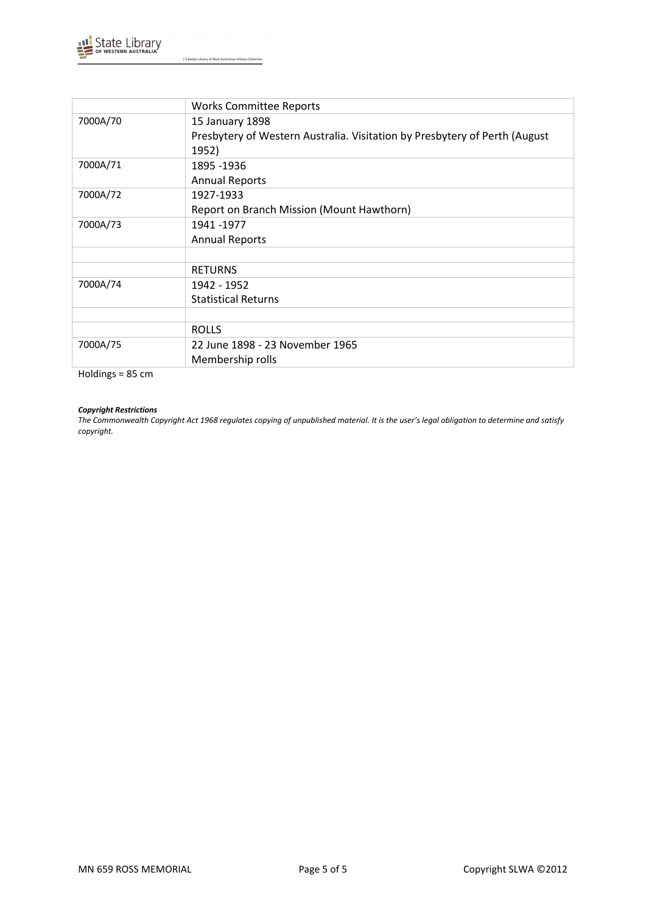| | |
|---|---|
| | Works Committee Reports |
| 7000A/70 | 15 January 1898<br>Presbytery of Western Australia. Visitation by Presbytery of Perth (August 1952) |
| 7000A/71 | 1895 -1936<br>Annual Reports |
| 7000A/72 | 1927-1933<br>Report on Branch Mission (Mount Hawthorn) |
| 7000A/73 | 1941 -1977<br>Annual Reports |
| | |
| | RETURNS |
| 7000A/74 | 1942 - 1952<br>Statistical Returns |
| | |
| | ROLLS |
| 7000A/75 | 22 June 1898 - 23 November 1965<br>Membership rolls |

Holdings = 85 cm

***Copyright Restrictions***

*The Commonwealth Copyright Act 1968 regulates copying of unpublished material. It is the user's legal obligation to determine and satisfy copyright.*